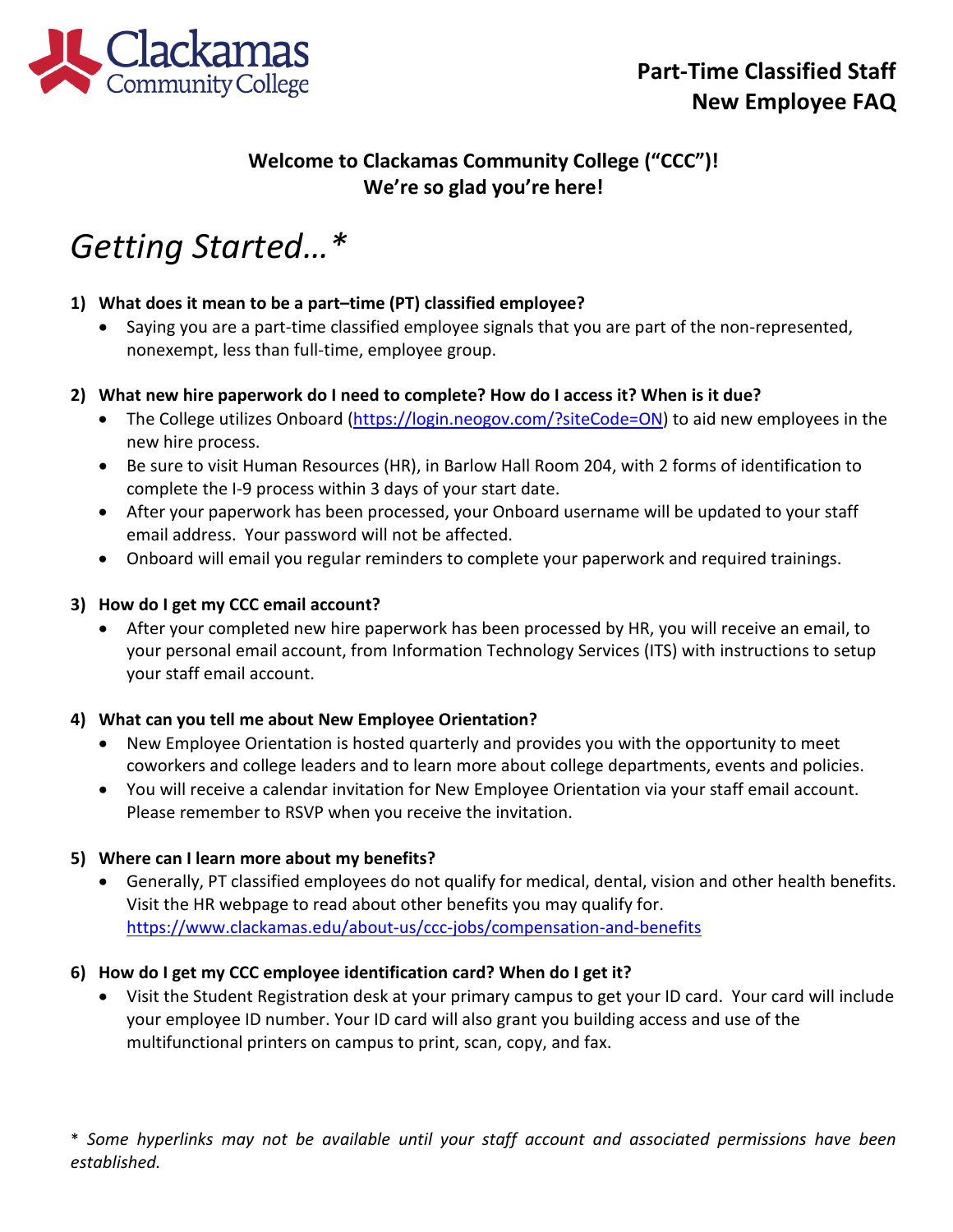Clackamas Community College

**Part-Time Classified Staff**
**New Employee FAQ**

**Welcome to Clackamas Community College ("CCC")!**
**We're so glad you're here!**

# *Getting Started…**

**1) What does it mean to be a part–time (PT) classified employee?**

- Saying you are a part-time classified employee signals that you are part of the non-represented, nonexempt, less than full-time, employee group.

**2) What new hire paperwork do I need to complete? How do I access it? When is it due?**

- The College utilizes Onboard (https://login.neogov.com/?siteCode=ON) to aid new employees in the new hire process.
- Be sure to visit Human Resources (HR), in Barlow Hall Room 204, with 2 forms of identification to complete the I-9 process within 3 days of your start date.
- After your paperwork has been processed, your Onboard username will be updated to your staff email address. Your password will not be affected.
- Onboard will email you regular reminders to complete your paperwork and required trainings.

**3) How do I get my CCC email account?**

- After your completed new hire paperwork has been processed by HR, you will receive an email, to your personal email account, from Information Technology Services (ITS) with instructions to setup your staff email account.

**4) What can you tell me about New Employee Orientation?**

- New Employee Orientation is hosted quarterly and provides you with the opportunity to meet coworkers and college leaders and to learn more about college departments, events and policies.
- You will receive a calendar invitation for New Employee Orientation via your staff email account. Please remember to RSVP when you receive the invitation.

**5) Where can I learn more about my benefits?**

- Generally, PT classified employees do not qualify for medical, dental, vision and other health benefits. Visit the HR webpage to read about other benefits you may qualify for. https://www.clackamas.edu/about-us/ccc-jobs/compensation-and-benefits

**6) How do I get my CCC employee identification card? When do I get it?**

- Visit the Student Registration desk at your primary campus to get your ID card. Your card will include your employee ID number. Your ID card will also grant you building access and use of the multifunctional printers on campus to print, scan, copy, and fax.

*\* Some hyperlinks may not be available until your staff account and associated permissions have been established.*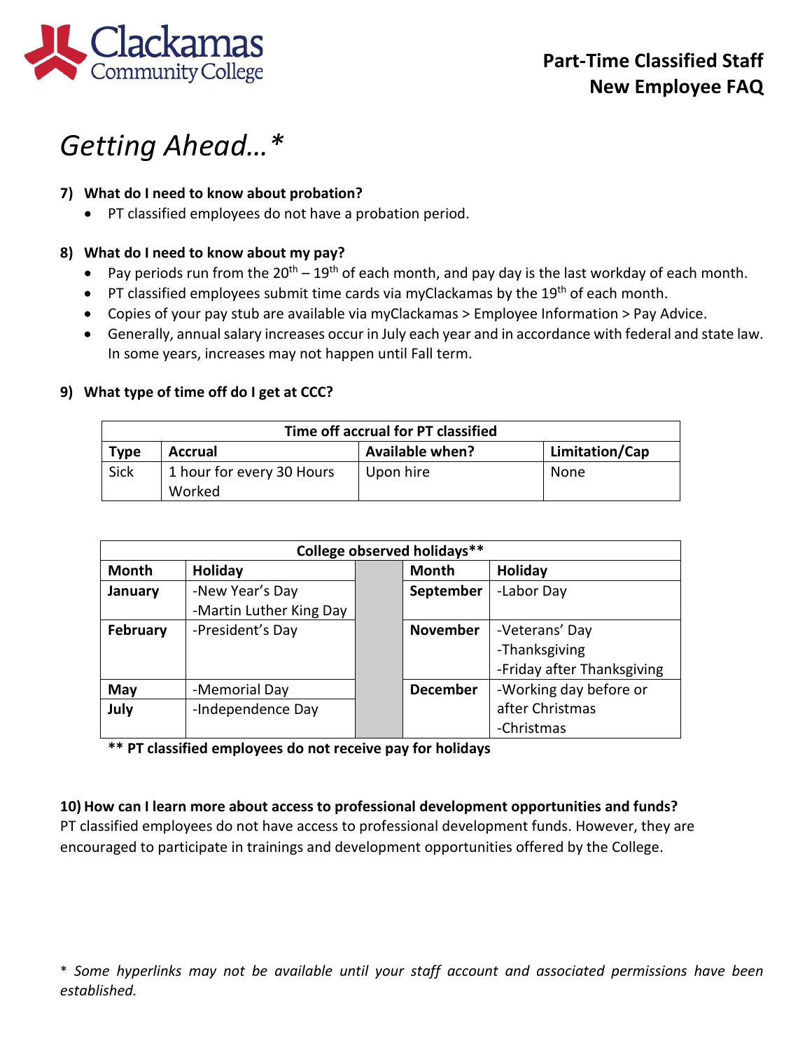**Part-Time Classified Staff**
**New Employee FAQ**

# *Getting Ahead…**

**7) What do I need to know about probation?**

- PT classified employees do not have a probation period.

**8) What do I need to know about my pay?**

- Pay periods run from the 20th – 19th of each month, and pay day is the last workday of each month.
- PT classified employees submit time cards via myClackamas by the 19th of each month.
- Copies of your pay stub are available via myClackamas > Employee Information > Pay Advice.
- Generally, annual salary increases occur in July each year and in accordance with federal and state law. In some years, increases may not happen until Fall term.

**9) What type of time off do I get at CCC?**

| Time off accrual for PT classified | | | |
|---|---|---|---|
| **Type** | **Accrual** | **Available when?** | **Limitation/Cap** |
| Sick | 1 hour for every 30 Hours Worked | Upon hire | None |

| College observed holidays** | | | | |
|---|---|---|---|---|
| **Month** | **Holiday** | | **Month** | **Holiday** |
| **January** | -New Year's Day<br>-Martin Luther King Day | | **September** | -Labor Day |
| **February** | -President's Day | | **November** | -Veterans' Day<br>-Thanksgiving<br>-Friday after Thanksgiving |
| **May** | -Memorial Day | | **December** | -Working day before or after Christmas<br>-Christmas |
| **July** | -Independence Day | | | |

**** PT classified employees do not receive pay for holidays**

**10) How can I learn more about access to professional development opportunities and funds?**

PT classified employees do not have access to professional development funds. However, they are encouraged to participate in trainings and development opportunities offered by the College.

** Some hyperlinks may not be available until your staff account and associated permissions have been established.*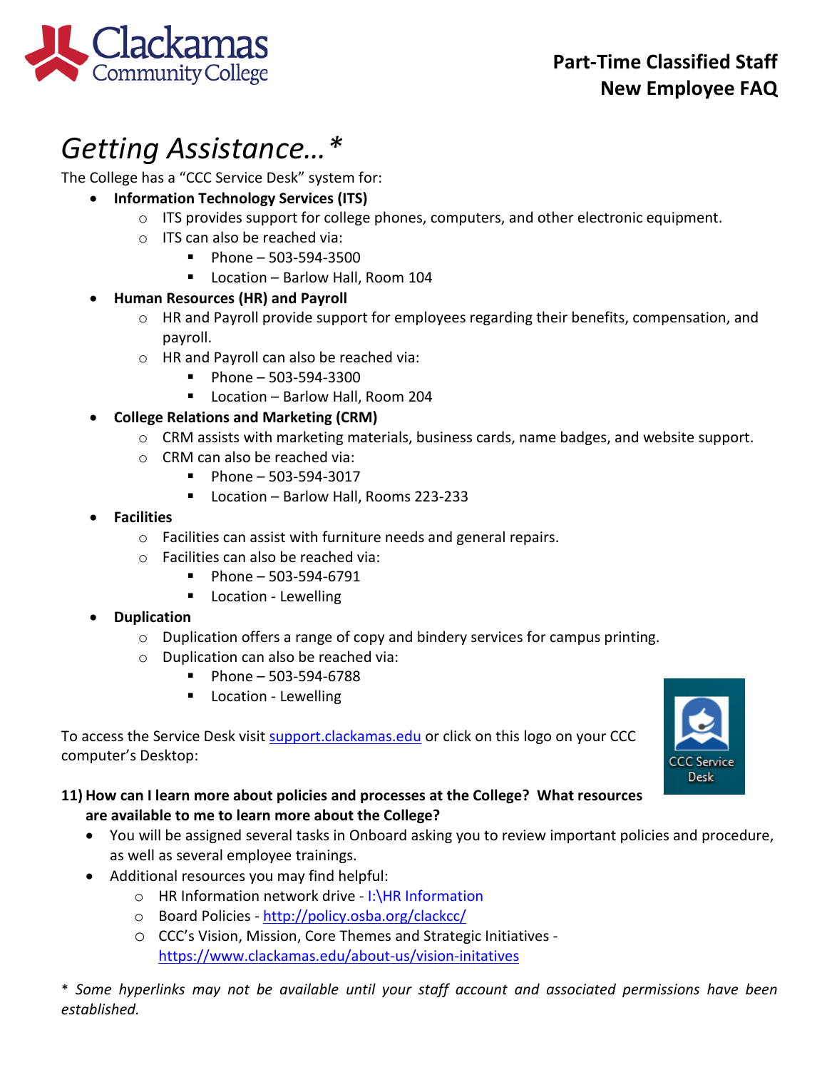# Getting Assistance…*

The College has a "CCC Service Desk" system for:

- **Information Technology Services (ITS)**
  - ITS provides support for college phones, computers, and other electronic equipment.
  - ITS can also be reached via:
    - Phone – 503-594-3500
    - Location – Barlow Hall, Room 104
- **Human Resources (HR) and Payroll**
  - HR and Payroll provide support for employees regarding their benefits, compensation, and payroll.
  - HR and Payroll can also be reached via:
    - Phone – 503-594-3300
    - Location – Barlow Hall, Room 204
- **College Relations and Marketing (CRM)**
  - CRM assists with marketing materials, business cards, name badges, and website support.
  - CRM can also be reached via:
    - Phone – 503-594-3017
    - Location – Barlow Hall, Rooms 223-233
- **Facilities**
  - Facilities can assist with furniture needs and general repairs.
  - Facilities can also be reached via:
    - Phone – 503-594-6791
    - Location - Lewelling
- **Duplication**
  - Duplication offers a range of copy and bindery services for campus printing.
  - Duplication can also be reached via:
    - Phone – 503-594-6788
    - Location - Lewelling

To access the Service Desk visit [support.clackamas.edu](support.clackamas.edu) or click on this logo on your CCC computer's Desktop:

**11) How can I learn more about policies and processes at the College? What resources are available to me to learn more about the College?**

- You will be assigned several tasks in Onboard asking you to review important policies and procedure, as well as several employee trainings.
- Additional resources you may find helpful:
  - HR Information network drive - I:\HR Information
  - Board Policies - [http://policy.osba.org/clackcc/](http://policy.osba.org/clackcc/)
  - CCC's Vision, Mission, Core Themes and Strategic Initiatives - [https://www.clackamas.edu/about-us/vision-initatives](https://www.clackamas.edu/about-us/vision-initatives)

*\* Some hyperlinks may not be available until your staff account and associated permissions have been established.*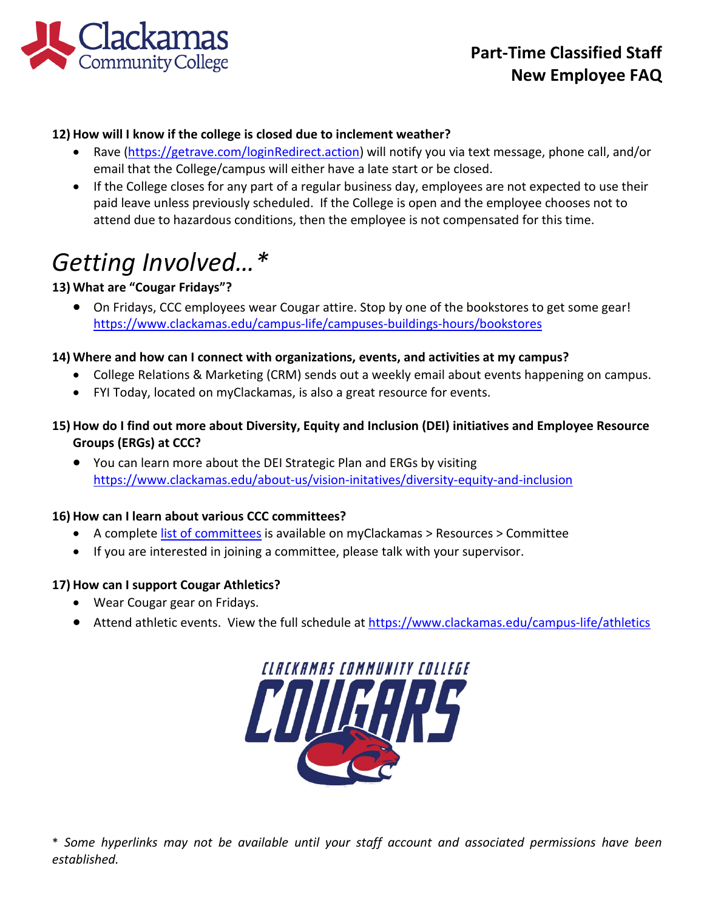**12) How will I know if the college is closed due to inclement weather?**

- Rave (https://getrave.com/loginRedirect.action) will notify you via text message, phone call, and/or email that the College/campus will either have a late start or be closed.
- If the College closes for any part of a regular business day, employees are not expected to use their paid leave unless previously scheduled. If the College is open and the employee chooses not to attend due to hazardous conditions, then the employee is not compensated for this time.

# *Getting Involved…\**

**13) What are "Cougar Fridays"?**

- On Fridays, CCC employees wear Cougar attire. Stop by one of the bookstores to get some gear! https://www.clackamas.edu/campus-life/campuses-buildings-hours/bookstores

**14) Where and how can I connect with organizations, events, and activities at my campus?**

- College Relations & Marketing (CRM) sends out a weekly email about events happening on campus.
- FYI Today, located on myClackamas, is also a great resource for events.

**15) How do I find out more about Diversity, Equity and Inclusion (DEI) initiatives and Employee Resource Groups (ERGs) at CCC?**

- You can learn more about the DEI Strategic Plan and ERGs by visiting https://www.clackamas.edu/about-us/vision-initatives/diversity-equity-and-inclusion

**16) How can I learn about various CCC committees?**

- A complete list of committees is available on myClackamas > Resources > Committee
- If you are interested in joining a committee, please talk with your supervisor.

**17) How can I support Cougar Athletics?**

- Wear Cougar gear on Fridays.
- Attend athletic events. View the full schedule at https://www.clackamas.edu/campus-life/athletics

*\* Some hyperlinks may not be available until your staff account and associated permissions have been established.*